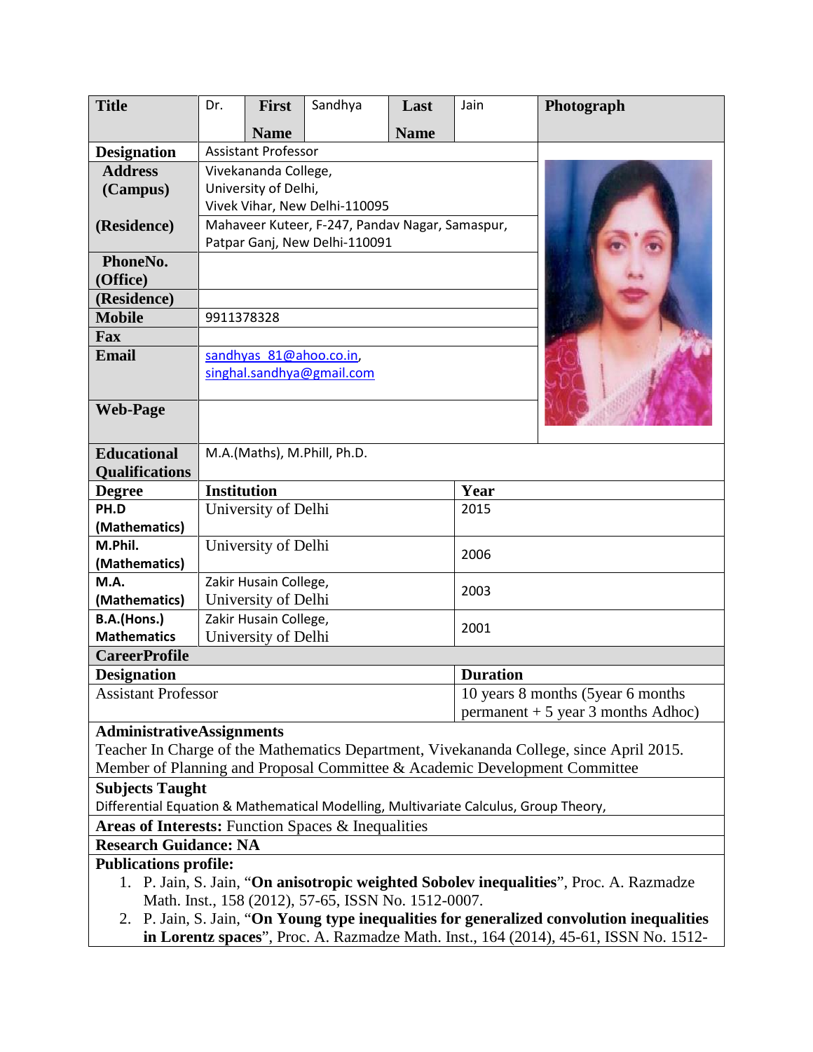| Title | Dr. | First Name | Sandhya | Last Name | Jain | Photograph |
|---|---|---|---|---|---|---|
| Designation | Assistant Professor | | | | | |
| Address (Campus) | Vivekananda College, University of Delhi, Vivek Vihar, New Delhi-110095 | | | | | |
| (Residence) | Mahaveer Kuteer, F-247, Pandav Nagar, Samaspur, Patpar Ganj, New Delhi-110091 | | | | | |
| PhoneNo. (Office) | | | | | | |
| (Residence) | | | | | | |
| Mobile | 9911378328 | | | | | |
| Fax | | | | | | |
| Email | sandhyas_81@ahoo.co.in, singhal.sandhya@gmail.com | | | | | |
| Web-Page | | | | | | |
| Educational Qualifications | M.A.(Maths), M.Phill, Ph.D. | | | | | |

| Degree | Institution | Year |
|---|---|---|
| PH.D (Mathematics) | University of Delhi | 2015 |
| M.Phil. (Mathematics) | University of Delhi | 2006 |
| M.A. (Mathematics) | Zakir Husain College, University of Delhi | 2003 |
| B.A.(Hons.) Mathematics | Zakir Husain College, University of Delhi | 2001 |

**CareerProfile**

| Designation | Duration |
|---|---|
| Assistant Professor | 10 years 8 months (5year 6 months permanent + 5 year 3 months Adhoc) |

**AdministrativeAssignments**

Teacher In Charge of the Mathematics Department, Vivekananda College, since April 2015.
Member of Planning and Proposal Committee & Academic Development Committee

**Subjects Taught**

Differential Equation & Mathematical Modelling, Multivariate Calculus, Group Theory,

**Areas of Interests:** Function Spaces & Inequalities

**Research Guidance: NA**

**Publications profile:**

1. P. Jain, S. Jain, "**On anisotropic weighted Sobolev inequalities**", Proc. A. Razmadze Math. Inst., 158 (2012), 57-65, ISSN No. 1512-0007.
2. P. Jain, S. Jain, "**On Young type inequalities for generalized convolution inequalities in Lorentz spaces**", Proc. A. Razmadze Math. Inst., 164 (2014), 45-61, ISSN No. 1512-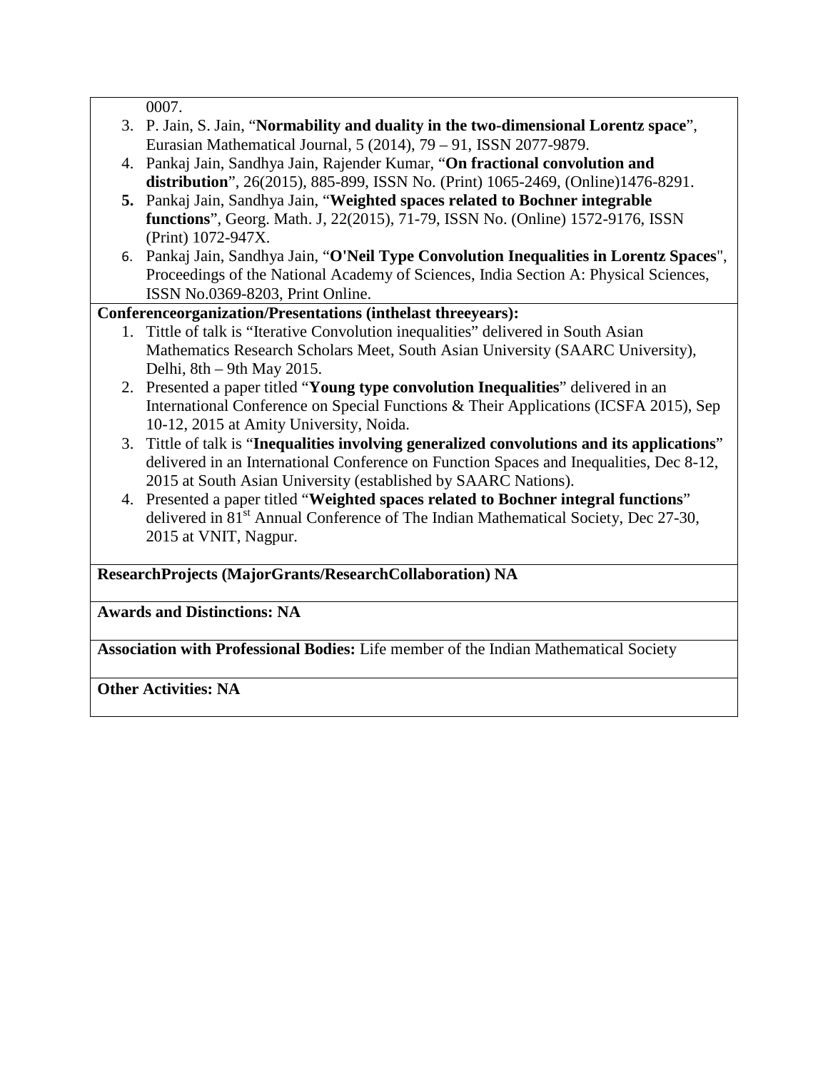0007.

3. P. Jain, S. Jain, "**Normability and duality in the two-dimensional Lorentz space**", Eurasian Mathematical Journal, 5 (2014), 79 – 91, ISSN 2077-9879.
4. Pankaj Jain, Sandhya Jain, Rajender Kumar, "**On fractional convolution and distribution**", 26(2015), 885-899, ISSN No. (Print) 1065-2469, (Online)1476-8291.
5. Pankaj Jain, Sandhya Jain, "**Weighted spaces related to Bochner integrable functions**", Georg. Math. J, 22(2015), 71-79, ISSN No. (Online) 1572-9176, ISSN (Print) 1072-947X.
6. Pankaj Jain, Sandhya Jain, "**O'Neil Type Convolution Inequalities in Lorentz Spaces**", Proceedings of the National Academy of Sciences, India Section A: Physical Sciences, ISSN No.0369-8203, Print Online.

**Conferenceorganization/Presentations (inthelast threeyears):**

1. Tittle of talk is "Iterative Convolution inequalities" delivered in South Asian Mathematics Research Scholars Meet, South Asian University (SAARC University), Delhi, 8th – 9th May 2015.
2. Presented a paper titled "**Young type convolution Inequalities**" delivered in an International Conference on Special Functions & Their Applications (ICSFA 2015), Sep 10-12, 2015 at Amity University, Noida.
3. Tittle of talk is "**Inequalities involving generalized convolutions and its applications**" delivered in an International Conference on Function Spaces and Inequalities, Dec 8-12, 2015 at South Asian University (established by SAARC Nations).
4. Presented a paper titled "**Weighted spaces related to Bochner integral functions**" delivered in 81st Annual Conference of The Indian Mathematical Society, Dec 27-30, 2015 at VNIT, Nagpur.

**ResearchProjects (MajorGrants/ResearchCollaboration) NA**

**Awards and Distinctions: NA**

**Association with Professional Bodies:** Life member of the Indian Mathematical Society

**Other Activities: NA**